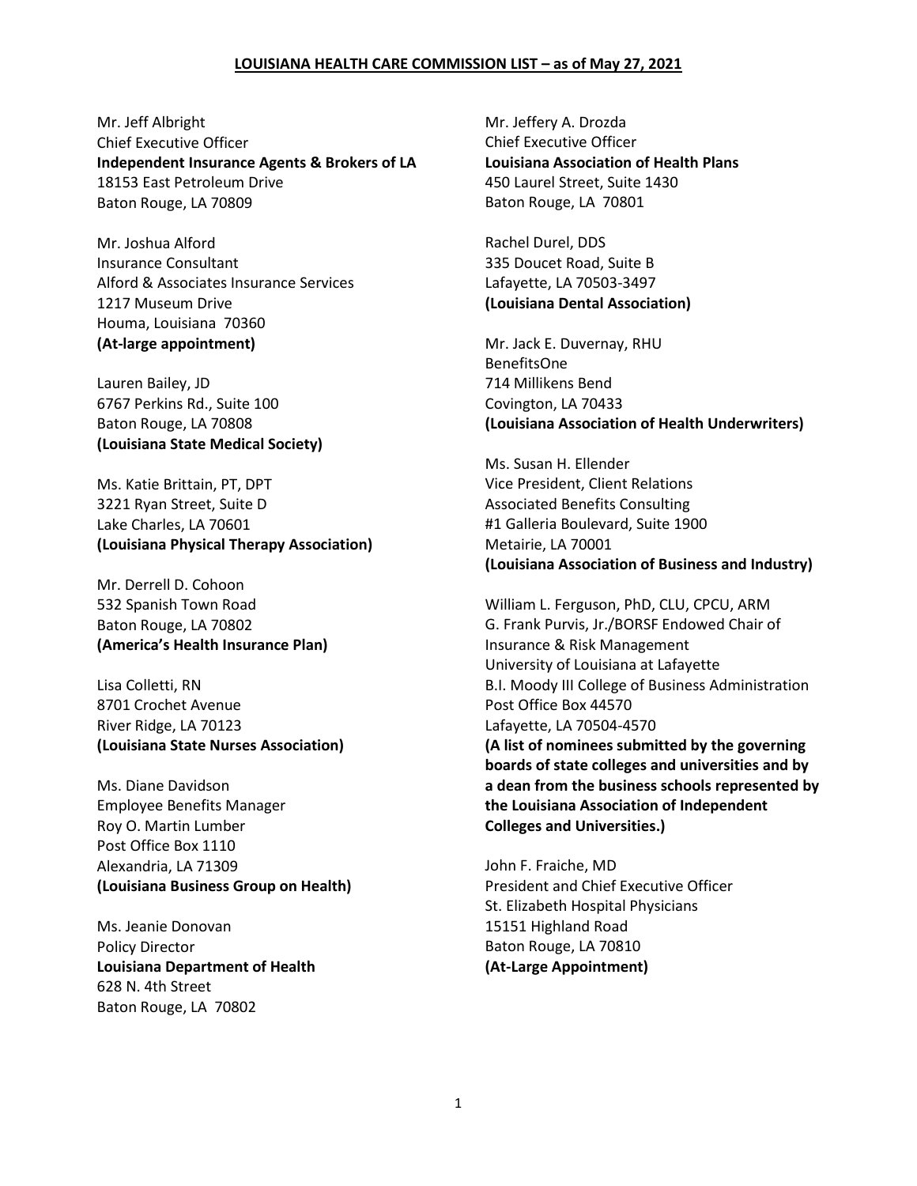**LOUISIANA HEALTH CARE COMMISSION LIST – as of May 27, 2021**

Mr. Jeff Albright
Chief Executive Officer
**Independent Insurance Agents & Brokers of LA**
18153 East Petroleum Drive
Baton Rouge, LA 70809

Mr. Joshua Alford
Insurance Consultant
Alford & Associates Insurance Services
1217 Museum Drive
Houma, Louisiana 70360
**(At-large appointment)**

Lauren Bailey, JD
6767 Perkins Rd., Suite 100
Baton Rouge, LA 70808
**(Louisiana State Medical Society)**

Ms. Katie Brittain, PT, DPT
3221 Ryan Street, Suite D
Lake Charles, LA 70601
**(Louisiana Physical Therapy Association)**

Mr. Derrell D. Cohoon
532 Spanish Town Road
Baton Rouge, LA 70802
**(America's Health Insurance Plan)**

Lisa Colletti, RN
8701 Crochet Avenue
River Ridge, LA 70123
**(Louisiana State Nurses Association)**

Ms. Diane Davidson
Employee Benefits Manager
Roy O. Martin Lumber
Post Office Box 1110
Alexandria, LA 71309
**(Louisiana Business Group on Health)**

Ms. Jeanie Donovan
Policy Director
**Louisiana Department of Health**
628 N. 4th Street
Baton Rouge, LA 70802

Mr. Jeffery A. Drozda
Chief Executive Officer
**Louisiana Association of Health Plans**
450 Laurel Street, Suite 1430
Baton Rouge, LA 70801

Rachel Durel, DDS
335 Doucet Road, Suite B
Lafayette, LA 70503-3497
**(Louisiana Dental Association)**

Mr. Jack E. Duvernay, RHU
BenefitsOne
714 Millikens Bend
Covington, LA 70433
**(Louisiana Association of Health Underwriters)**

Ms. Susan H. Ellender
Vice President, Client Relations
Associated Benefits Consulting
#1 Galleria Boulevard, Suite 1900
Metairie, LA 70001
**(Louisiana Association of Business and Industry)**

William L. Ferguson, PhD, CLU, CPCU, ARM
G. Frank Purvis, Jr./BORSF Endowed Chair of
Insurance & Risk Management
University of Louisiana at Lafayette
B.I. Moody III College of Business Administration
Post Office Box 44570
Lafayette, LA 70504-4570
**(A list of nominees submitted by the governing boards of state colleges and universities and by a dean from the business schools represented by the Louisiana Association of Independent Colleges and Universities.)**

John F. Fraiche, MD
President and Chief Executive Officer
St. Elizabeth Hospital Physicians
15151 Highland Road
Baton Rouge, LA 70810
**(At-Large Appointment)**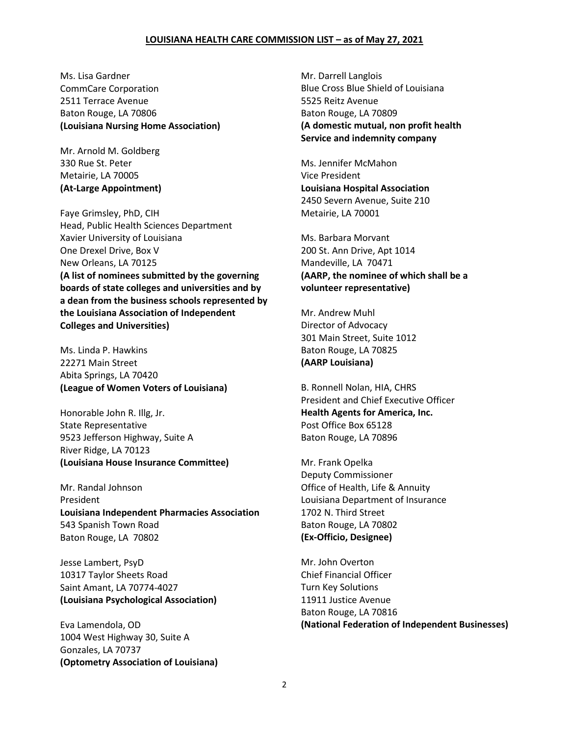**LOUISIANA HEALTH CARE COMMISSION LIST – as of May 27, 2021**

Ms. Lisa Gardner
CommCare Corporation
2511 Terrace Avenue
Baton Rouge, LA 70806
**(Louisiana Nursing Home Association)**

Mr. Arnold M. Goldberg
330 Rue St. Peter
Metairie, LA 70005
**(At-Large Appointment)**

Faye Grimsley, PhD, CIH
Head, Public Health Sciences Department
Xavier University of Louisiana
One Drexel Drive, Box V
New Orleans, LA 70125
**(A list of nominees submitted by the governing boards of state colleges and universities and by a dean from the business schools represented by the Louisiana Association of Independent Colleges and Universities)**

Ms. Linda P. Hawkins
22271 Main Street
Abita Springs, LA 70420
**(League of Women Voters of Louisiana)**

Honorable John R. Illg, Jr.
State Representative
9523 Jefferson Highway, Suite A
River Ridge, LA 70123
**(Louisiana House Insurance Committee)**

Mr. Randal Johnson
President
**Louisiana Independent Pharmacies Association**
543 Spanish Town Road
Baton Rouge, LA 70802

Jesse Lambert, PsyD
10317 Taylor Sheets Road
Saint Amant, LA 70774-4027
**(Louisiana Psychological Association)**

Eva Lamendola, OD
1004 West Highway 30, Suite A
Gonzales, LA 70737
**(Optometry Association of Louisiana)**

Mr. Darrell Langlois
Blue Cross Blue Shield of Louisiana
5525 Reitz Avenue
Baton Rouge, LA 70809
**(A domestic mutual, non profit health Service and indemnity company**

Ms. Jennifer McMahon
Vice President
**Louisiana Hospital Association**
2450 Severn Avenue, Suite 210
Metairie, LA 70001

Ms. Barbara Morvant
200 St. Ann Drive, Apt 1014
Mandeville, LA 70471
**(AARP, the nominee of which shall be a volunteer representative)**

Mr. Andrew Muhl
Director of Advocacy
301 Main Street, Suite 1012
Baton Rouge, LA 70825
**(AARP Louisiana)**

B. Ronnell Nolan, HIA, CHRS
President and Chief Executive Officer
**Health Agents for America, Inc.**
Post Office Box 65128
Baton Rouge, LA 70896

Mr. Frank Opelka
Deputy Commissioner
Office of Health, Life & Annuity
Louisiana Department of Insurance
1702 N. Third Street
Baton Rouge, LA 70802
**(Ex-Officio, Designee)**

Mr. John Overton
Chief Financial Officer
Turn Key Solutions
11911 Justice Avenue
Baton Rouge, LA 70816
**(National Federation of Independent Businesses)**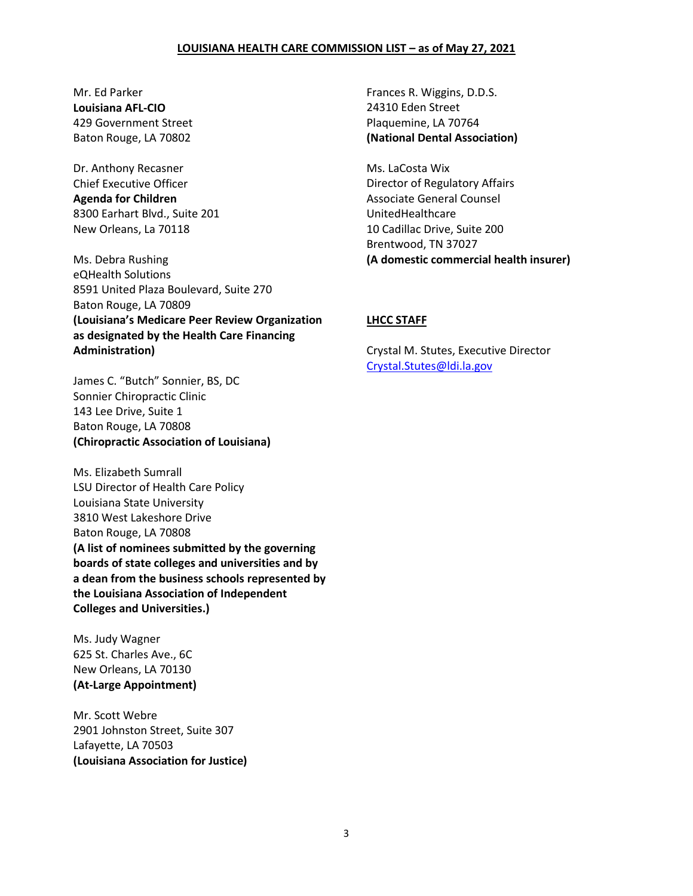**LOUISIANA HEALTH CARE COMMISSION LIST – as of May 27, 2021**

Mr. Ed Parker
**Louisiana AFL-CIO**
429 Government Street
Baton Rouge, LA 70802

Dr. Anthony Recasner
Chief Executive Officer
**Agenda for Children**
8300 Earhart Blvd., Suite 201
New Orleans, La 70118

Ms. Debra Rushing
eQHealth Solutions
8591 United Plaza Boulevard, Suite 270
Baton Rouge, LA 70809
**(Louisiana's Medicare Peer Review Organization as designated by the Health Care Financing Administration)**

James C. "Butch" Sonnier, BS, DC
Sonnier Chiropractic Clinic
143 Lee Drive, Suite 1
Baton Rouge, LA 70808
**(Chiropractic Association of Louisiana)**

Ms. Elizabeth Sumrall
LSU Director of Health Care Policy
Louisiana State University
3810 West Lakeshore Drive
Baton Rouge, LA 70808
**(A list of nominees submitted by the governing boards of state colleges and universities and by a dean from the business schools represented by the Louisiana Association of Independent Colleges and Universities.)**

Ms. Judy Wagner
625 St. Charles Ave., 6C
New Orleans, LA 70130
**(At-Large Appointment)**

Mr. Scott Webre
2901 Johnston Street, Suite 307
Lafayette, LA 70503
**(Louisiana Association for Justice)**

Frances R. Wiggins, D.D.S.
24310 Eden Street
Plaquemine, LA 70764
**(National Dental Association)**

Ms. LaCosta Wix
Director of Regulatory Affairs
Associate General Counsel
UnitedHealthcare
10 Cadillac Drive, Suite 200
Brentwood, TN 37027
**(A domestic commercial health insurer)**

**LHCC STAFF**

Crystal M. Stutes, Executive Director
Crystal.Stutes@ldi.la.gov